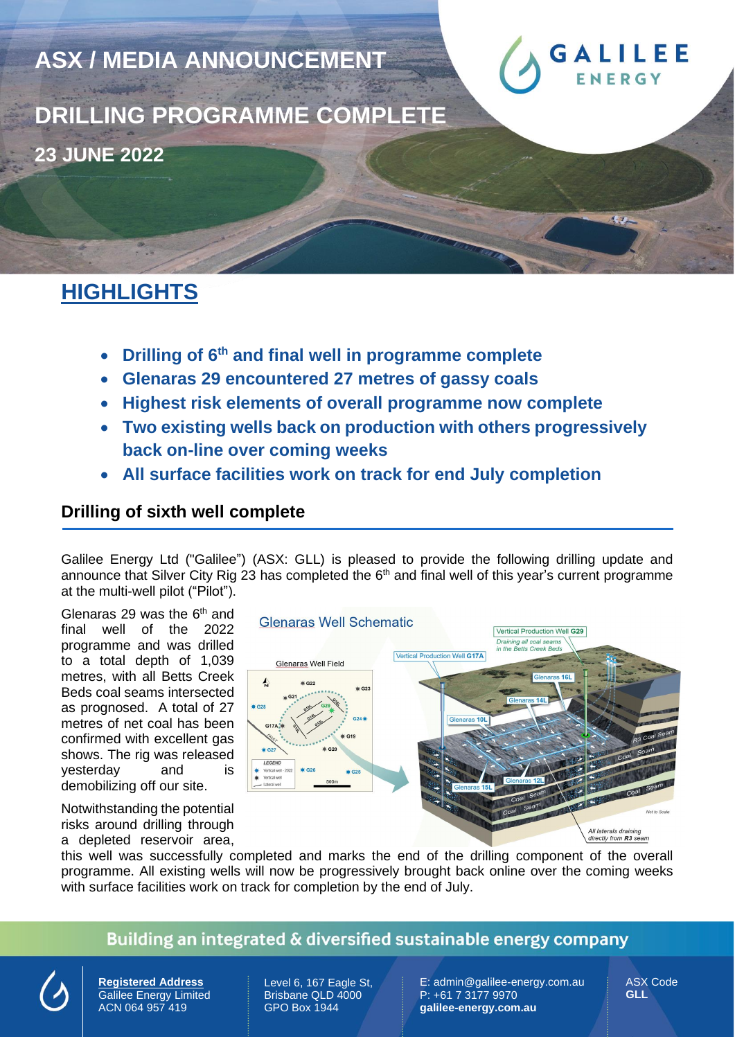# ASX / MEDIA ANNOUNCEMENT

# DRILLING PROGRAMME COMPLETE

**23 JUNE 2022**

## HIGHLIGHTS

- **Drilling of 6th and final well in programme complete**
- **Glenaras 29 encountered 27 metres of gassy coals**
- **Highest risk elements of overall programme now complete**
- **Two existing wells back on production with others progressively back on-line over coming weeks**
- **All surface facilities work on track for end July completion**

### Drilling of sixth well complete

Galilee Energy Ltd ("Galilee") (ASX: GLL) is pleased to provide the following drilling update and announce that Silver City Rig 23 has completed the 6th and final well of this year's current programme at the multi-well pilot ("Pilot").

Glenaras 29 was the 6th and final well of the 2022 programme and was drilled to a total depth of 1,039 metres, with all Betts Creek Beds coal seams intersected as prognosed. A total of 27 metres of net coal has been confirmed with excellent gas shows. The rig was released yesterday and is demobilizing off our site.

Notwithstanding the potential risks around drilling through a depleted reservoir area, this well was successfully completed and marks the end of the drilling component of the overall programme. All existing wells will now be progressively brought back online over the coming weeks with surface facilities work on track for completion by the end of July.

Glenaras Well Schematic

**Building an integrated & diversified sustainable energy company**

**Registered Address**
Galilee Energy Limited
ACN 064 957 419

Level 6, 167 Eagle St,
Brisbane QLD 4000
GPO Box 1944

E: admin@galilee-energy.com.au
P: +61 7 3177 9970
**galilee-energy.com.au**

ASX Code
**GLL**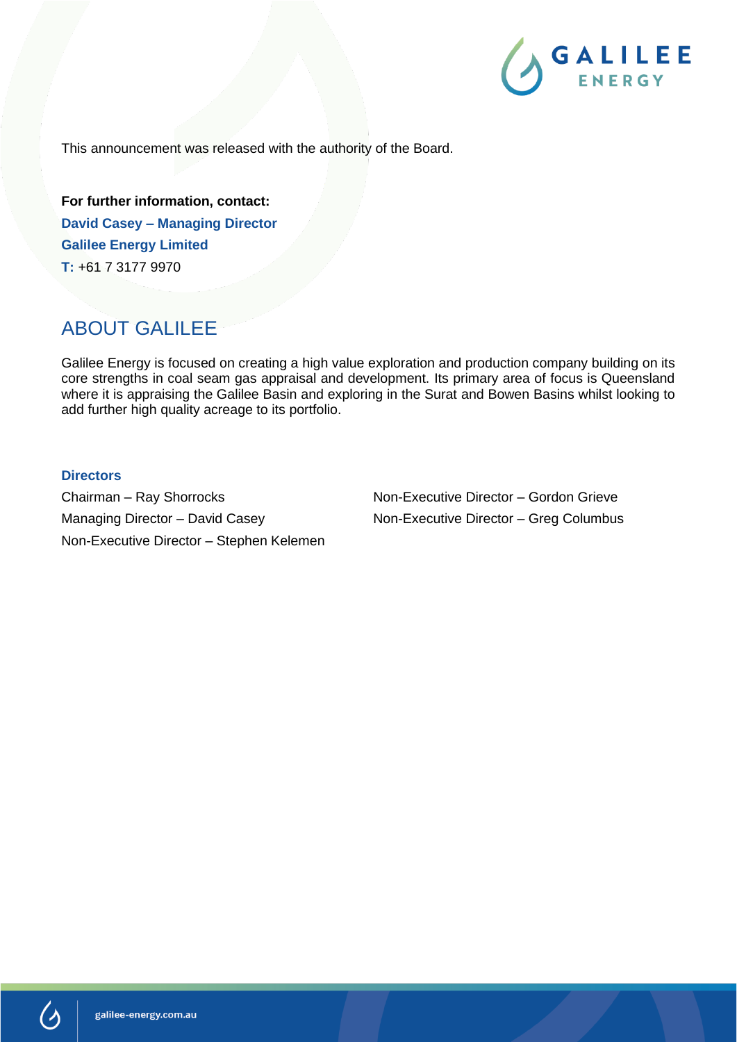This announcement was released with the authority of the Board.

**For further information, contact:**
**David Casey – Managing Director**
**Galilee Energy Limited**
**T:** +61 7 3177 9970

## ABOUT GALILEE

Galilee Energy is focused on creating a high value exploration and production company building on its core strengths in coal seam gas appraisal and development. Its primary area of focus is Queensland where it is appraising the Galilee Basin and exploring in the Surat and Bowen Basins whilst looking to add further high quality acreage to its portfolio.

**Directors**

Chairman – Ray Shorrocks
Managing Director – David Casey
Non-Executive Director – Stephen Kelemen
Non-Executive Director – Gordon Grieve
Non-Executive Director – Greg Columbus